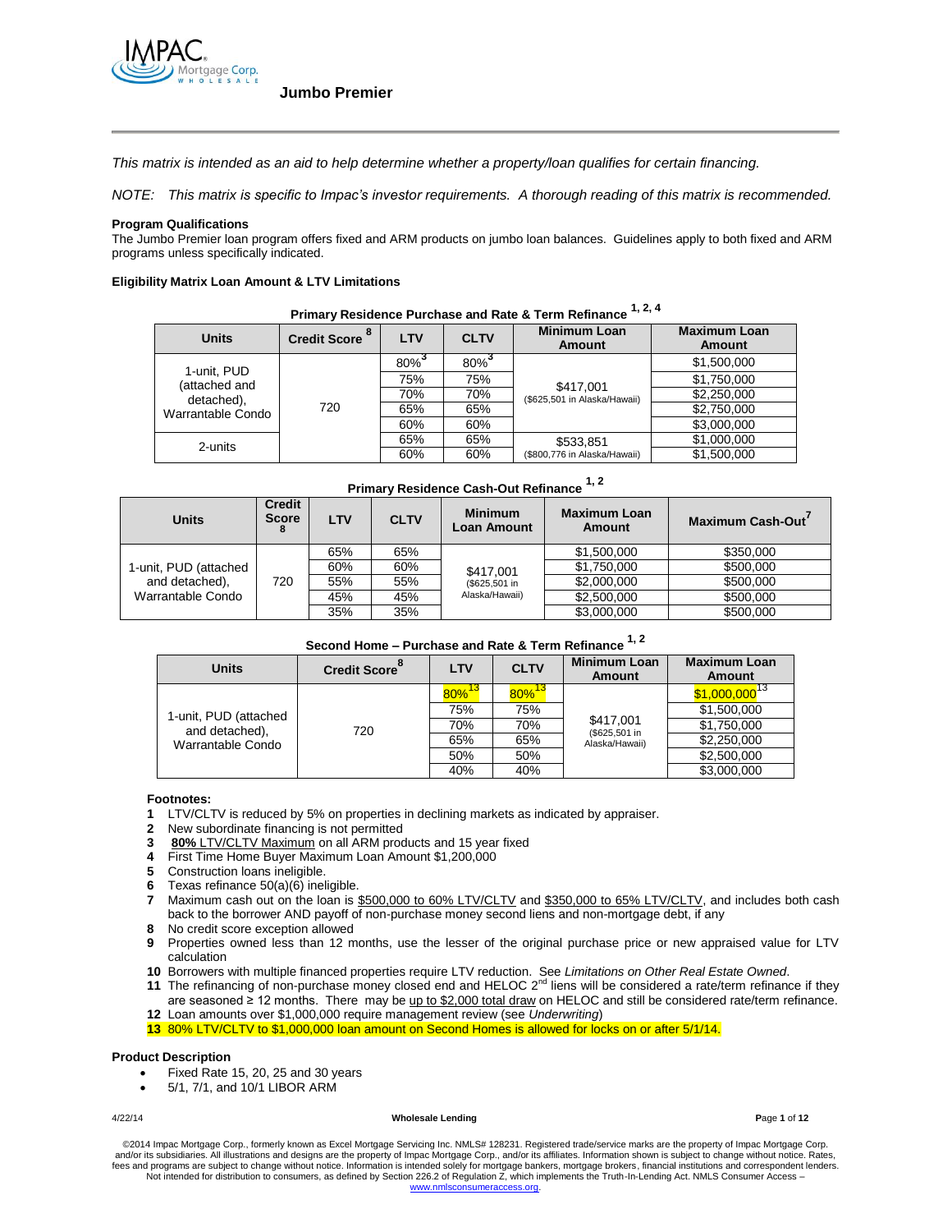## Jumbo Premier

*This matrix is intended as an aid to help determine whether a property/loan qualifies for certain financing.*

*NOTE: This matrix is specific to Impac's investor requirements. A thorough reading of this matrix is recommended.*

**Program Qualifications**

The Jumbo Premier loan program offers fixed and ARM products on jumbo loan balances. Guidelines apply to both fixed and ARM programs unless specifically indicated.

**Eligibility Matrix Loan Amount & LTV Limitations**

**Primary Residence Purchase and Rate & Term Refinance [1, 2, 4]**

| Units | Credit Score [8] | LTV | CLTV | Minimum Loan Amount | Maximum Loan Amount |
|---|---|---|---|---|---|
| 1-unit, PUD (attached and detached), Warrantable Condo | 720 | 80%[3] | 80%[3] | $417,001 ($625,501 in Alaska/Hawaii) | $1,500,000 |
| | | 75% | 75% | | $1,750,000 |
| | | 70% | 70% | | $2,250,000 |
| | | 65% | 65% | | $2,750,000 |
| | | 60% | 60% | | $3,000,000 |
| 2-units | | 65% | 65% | $533,851 ($800,776 in Alaska/Hawaii) | $1,000,000 |
| | | 60% | 60% | | $1,500,000 |

**Primary Residence Cash-Out Refinance [1, 2]**

| Units | Credit Score [8] | LTV | CLTV | Minimum Loan Amount | Maximum Loan Amount | Maximum Cash-Out [7] |
|---|---|---|---|---|---|---|
| 1-unit, PUD (attached and detached), Warrantable Condo | 720 | 65% | 65% | $417,001 ($625,501 in Alaska/Hawaii) | $1,500,000 | $350,000 |
| | | 60% | 60% | | $1,750,000 | $500,000 |
| | | 55% | 55% | | $2,000,000 | $500,000 |
| | | 45% | 45% | | $2,500,000 | $500,000 |
| | | 35% | 35% | | $3,000,000 | $500,000 |

**Second Home – Purchase and Rate & Term Refinance [1, 2]**

| Units | Credit Score [8] | LTV | CLTV | Minimum Loan Amount | Maximum Loan Amount |
|---|---|---|---|---|---|
| 1-unit, PUD (attached and detached), Warrantable Condo | 720 | 80%[13] | 80%[13] | $417,001 ($625,501 in Alaska/Hawaii) | $1,000,000[13] |
| | | 75% | 75% | | $1,500,000 |
| | | 70% | 70% | | $1,750,000 |
| | | 65% | 65% | | $2,250,000 |
| | | 50% | 50% | | $2,500,000 |
| | | 40% | 40% | | $3,000,000 |

**Footnotes:**

1. LTV/CLTV is reduced by 5% on properties in declining markets as indicated by appraiser.
2. New subordinate financing is not permitted
3. **80%** LTV/CLTV Maximum on all ARM products and 15 year fixed
4. First Time Home Buyer Maximum Loan Amount $1,200,000
5. Construction loans ineligible.
6. Texas refinance 50(a)(6) ineligible.
7. Maximum cash out on the loan is $500,000 to 60% LTV/CLTV and $350,000 to 65% LTV/CLTV, and includes both cash back to the borrower AND payoff of non-purchase money second liens and non-mortgage debt, if any
8. No credit score exception allowed
9. Properties owned less than 12 months, use the lesser of the original purchase price or new appraised value for LTV calculation
10. Borrowers with multiple financed properties require LTV reduction. See *Limitations on Other Real Estate Owned*.
11. The refinancing of non-purchase money closed end and HELOC 2nd liens will be considered a rate/term refinance if they are seasoned ≥ 12 months. There may be up to $2,000 total draw on HELOC and still be considered rate/term refinance.
12. Loan amounts over $1,000,000 require management review (see *Underwriting*)
13. 80% LTV/CLTV to $1,000,000 loan amount on Second Homes is allowed for locks on or after 5/1/14.

**Product Description**

- Fixed Rate 15, 20, 25 and 30 years
- 5/1, 7/1, and 10/1 LIBOR ARM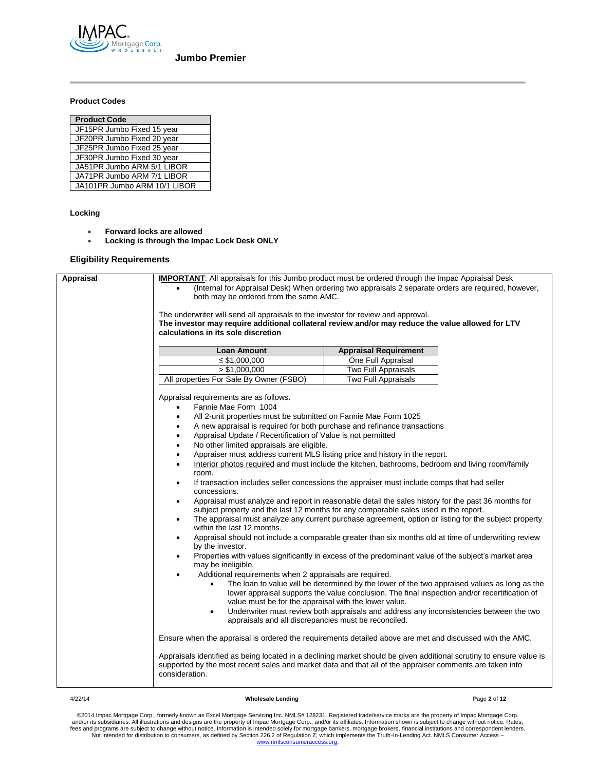**Jumbo Premier**

**Product Codes**

| Product Code |
|---|
| JF15PR Jumbo Fixed 15 year |
| JF20PR Jumbo Fixed 20 year |
| JF25PR Jumbo Fixed 25 year |
| JF30PR Jumbo Fixed 30 year |
| JA51PR Jumbo ARM 5/1 LIBOR |
| JA71PR Jumbo ARM 7/1 LIBOR |
| JA101PR Jumbo ARM 10/1 LIBOR |

**Locking**

- **Forward locks are allowed**
- **Locking is through the Impac Lock Desk ONLY**

## Eligibility Requirements

**Appraisal**

**IMPORTANT**: All appraisals for this Jumbo product must be ordered through the Impac Appraisal Desk

- (Internal for Appraisal Desk) When ordering two appraisals 2 separate orders are required, however, both may be ordered from the same AMC.

The underwriter will send all appraisals to the investor for review and approval.
**The investor may require additional collateral review and/or may reduce the value allowed for LTV calculations in its sole discretion**

| Loan Amount | Appraisal Requirement |
|---|---|
| ≤ $1,000,000 | One Full Appraisal |
| > $1,000,000 | Two Full Appraisals |
| All properties For Sale By Owner (FSBO) | Two Full Appraisals |

Appraisal requirements are as follows.

- Fannie Mae Form 1004
- All 2-unit properties must be submitted on Fannie Mae Form 1025
- A new appraisal is required for both purchase and refinance transactions
- Appraisal Update / Recertification of Value is not permitted
- No other limited appraisals are eligible.
- Appraiser must address current MLS listing price and history in the report.
- Interior photos required and must include the kitchen, bathrooms, bedroom and living room/family room.
- If transaction includes seller concessions the appraiser must include comps that had seller concessions.
- Appraisal must analyze and report in reasonable detail the sales history for the past 36 months for subject property and the last 12 months for any comparable sales used in the report.
- The appraisal must analyze any current purchase agreement, option or listing for the subject property within the last 12 months.
- Appraisal should not include a comparable greater than six months old at time of underwriting review by the investor.
- Properties with values significantly in excess of the predominant value of the subject's market area may be ineligible.
- Additional requirements when 2 appraisals are required.
  - The loan to value will be determined by the lower of the two appraised values as long as the lower appraisal supports the value conclusion. The final inspection and/or recertification of value must be for the appraisal with the lower value.
  - Underwriter must review both appraisals and address any inconsistencies between the two appraisals and all discrepancies must be reconciled.

Ensure when the appraisal is ordered the requirements detailed above are met and discussed with the AMC.

Appraisals identified as being located in a declining market should be given additional scrutiny to ensure value is supported by the most recent sales and market data and that all of the appraiser comments are taken into consideration.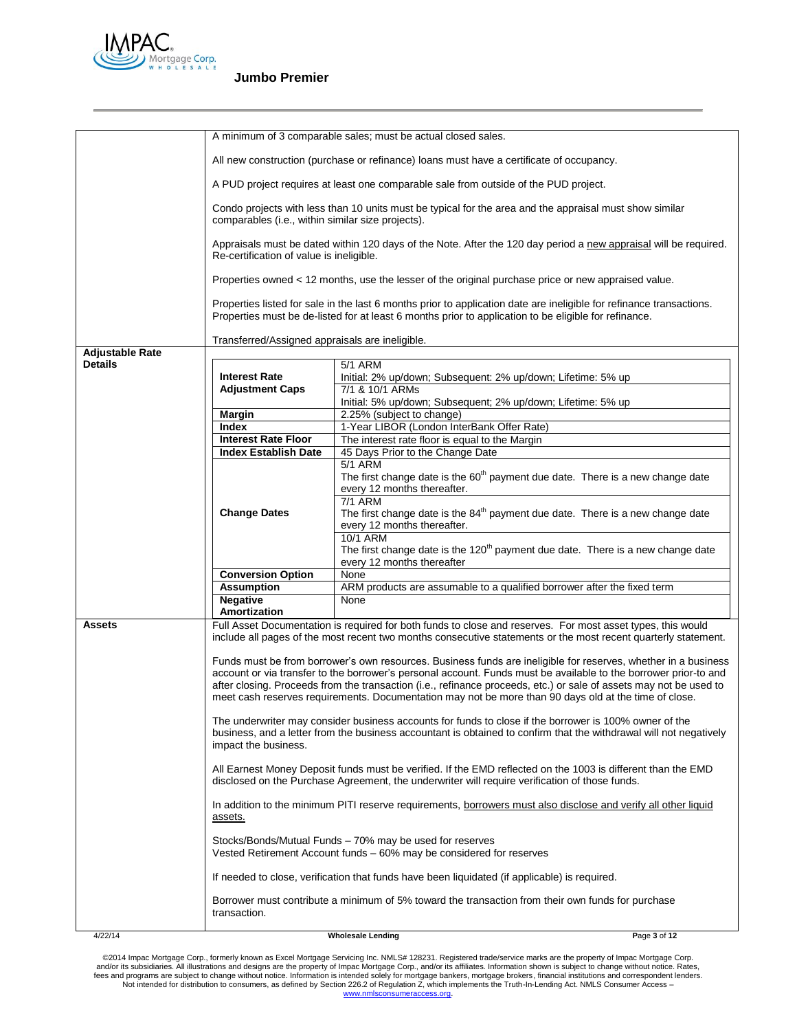| | |
|---|---|
| | A minimum of 3 comparable sales; must be actual closed sales.<br><br>All new construction (purchase or refinance) loans must have a certificate of occupancy.<br><br>A PUD project requires at least one comparable sale from outside of the PUD project.<br><br>Condo projects with less than 10 units must be typical for the area and the appraisal must show similar comparables (i.e., within similar size projects).<br><br>Appraisals must be dated within 120 days of the Note. After the 120 day period a new appraisal will be required. Re-certification of value is ineligible.<br><br>Properties owned < 12 months, use the lesser of the original purchase price or new appraised value.<br><br>Properties listed for sale in the last 6 months prior to application date are ineligible for refinance transactions. Properties must be de-listed for at least 6 months prior to application to be eligible for refinance.<br><br>Transferred/Assigned appraisals are ineligible. |
| **Adjustable Rate Details** | See table below |
| **Assets** | Full Asset Documentation is required for both funds to close and reserves. For most asset types, this would include all pages of the most recent two months consecutive statements or the most recent quarterly statement.<br><br>Funds must be from borrower's own resources. Business funds are ineligible for reserves, whether in a business account or via transfer to the borrower's personal account. Funds must be available to the borrower prior-to and after closing. Proceeds from the transaction (i.e., refinance proceeds, etc.) or sale of assets may not be used to meet cash reserves requirements. Documentation may not be more than 90 days old at the time of close.<br><br>The underwriter may consider business accounts for funds to close if the borrower is 100% owner of the business, and a letter from the business accountant is obtained to confirm that the withdrawal will not negatively impact the business.<br><br>All Earnest Money Deposit funds must be verified. If the EMD reflected on the 1003 is different than the EMD disclosed on the Purchase Agreement, the underwriter will require verification of those funds.<br><br>In addition to the minimum PITI reserve requirements, borrowers must also disclose and verify all other liquid assets.<br><br>Stocks/Bonds/Mutual Funds – 70% may be used for reserves<br>Vested Retirement Account funds – 60% may be considered for reserves<br><br>If needed to close, verification that funds have been liquidated (if applicable) is required.<br><br>Borrower must contribute a minimum of 5% toward the transaction from their own funds for purchase transaction. |

**Adjustable Rate Details**

| | |
|---|---|
| **Interest Rate Adjustment Caps** | 5/1 ARM<br>Initial: 2% up/down; Subsequent: 2% up/down; Lifetime: 5% up<br>7/1 & 10/1 ARMs<br>Initial: 5% up/down; Subsequent; 2% up/down; Lifetime: 5% up |
| **Margin** | 2.25% (subject to change) |
| **Index** | 1-Year LIBOR (London InterBank Offer Rate) |
| **Interest Rate Floor** | The interest rate floor is equal to the Margin |
| **Index Establish Date** | 45 Days Prior to the Change Date |
| **Change Dates** | 5/1 ARM<br>The first change date is the 60th payment due date. There is a new change date every 12 months thereafter.<br>7/1 ARM<br>The first change date is the 84th payment due date. There is a new change date every 12 months thereafter.<br>10/1 ARM<br>The first change date is the 120th payment due date. There is a new change date every 12 months thereafter |
| **Conversion Option** | None |
| **Assumption** | ARM products are assumable to a qualified borrower after the fixed term |
| **Negative Amortization** | None |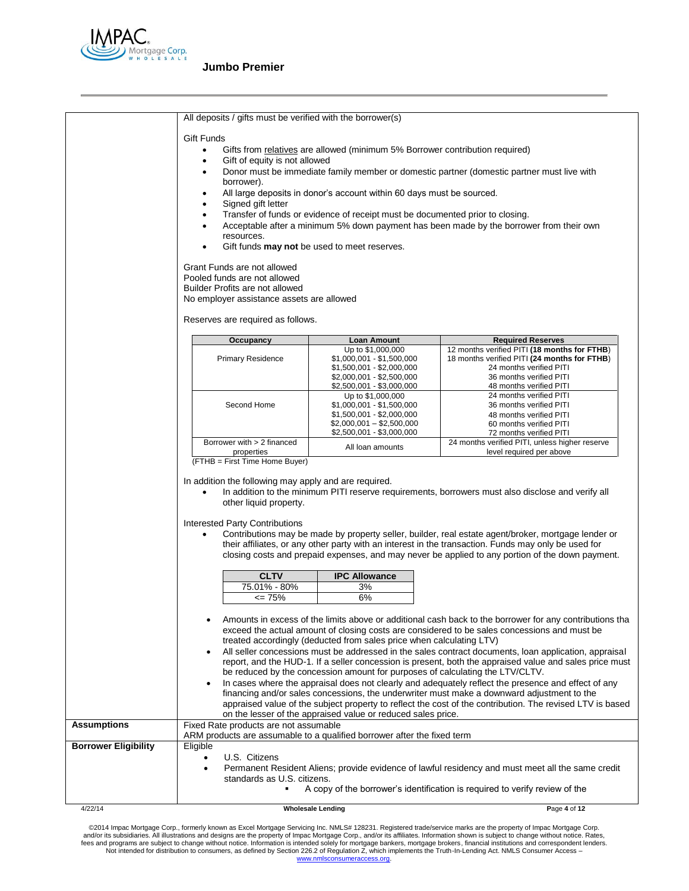All deposits / gifts must be verified with the borrower(s)

Gift Funds

- Gifts from relatives are allowed (minimum 5% Borrower contribution required)
- Gift of equity is not allowed
- Donor must be immediate family member or domestic partner (domestic partner must live with borrower).
- All large deposits in donor's account within 60 days must be sourced.
- Signed gift letter
- Transfer of funds or evidence of receipt must be documented prior to closing.
- Acceptable after a minimum 5% down payment has been made by the borrower from their own resources.
- Gift funds **may not** be used to meet reserves.

Grant Funds are not allowed
Pooled funds are not allowed
Builder Profits are not allowed
No employer assistance assets are allowed

Reserves are required as follows.

| Occupancy | Loan Amount | Required Reserves |
|---|---|---|
| Primary Residence | Up to $1,000,000 | 12 months verified PITI **(18 months for FTHB)** |
| | $1,000,001 - $1,500,000 | 18 months verified PITI **(24 months for FTHB)** |
| | $1,500,001 - $2,000,000 | 24 months verified PITI |
| | $2,000,001 - $2,500,000 | 36 months verified PITI |
| | $2,500,001 - $3,000,000 | 48 months verified PITI |
| Second Home | Up to $1,000,000 | 24 months verified PITI |
| | $1,000,001 - $1,500,000 | 36 months verified PITI |
| | $1,500,001 - $2,000,000 | 48 months verified PITI |
| | $2,000,001 – $2,500,000 | 60 months verified PITI |
| | $2,500,001 - $3,000,000 | 72 months verified PITI |
| Borrower with > 2 financed properties | All loan amounts | 24 months verified PITI, unless higher reserve level required per above |

(FTHB = First Time Home Buyer)

In addition the following may apply and are required.

- In addition to the minimum PITI reserve requirements, borrowers must also disclose and verify all other liquid property.

Interested Party Contributions

- Contributions may be made by property seller, builder, real estate agent/broker, mortgage lender or their affiliates, or any other party with an interest in the transaction. Funds may only be used for closing costs and prepaid expenses, and may never be applied to any portion of the down payment.

| CLTV | IPC Allowance |
|---|---|
| 75.01% - 80% | 3% |
| <= 75% | 6% |

- Amounts in excess of the limits above or additional cash back to the borrower for any contributions tha exceed the actual amount of closing costs are considered to be sales concessions and must be treated accordingly (deducted from sales price when calculating LTV)
- All seller concessions must be addressed in the sales contract documents, loan application, appraisal report, and the HUD-1. If a seller concession is present, both the appraised value and sales price must be reduced by the concession amount for purposes of calculating the LTV/CLTV.
- In cases where the appraisal does not clearly and adequately reflect the presence and effect of any financing and/or sales concessions, the underwriter must make a downward adjustment to the appraised value of the subject property to reflect the cost of the contribution. The revised LTV is based on the lesser of the appraised value or reduced sales price.

**Assumptions**

Fixed Rate products are not assumable
ARM products are assumable to a qualified borrower after the fixed term

**Borrower Eligibility**

Eligible

- U.S. Citizens
- Permanent Resident Aliens; provide evidence of lawful residency and must meet all the same credit standards as U.S. citizens.
  - A copy of the borrower's identification is required to verify review of the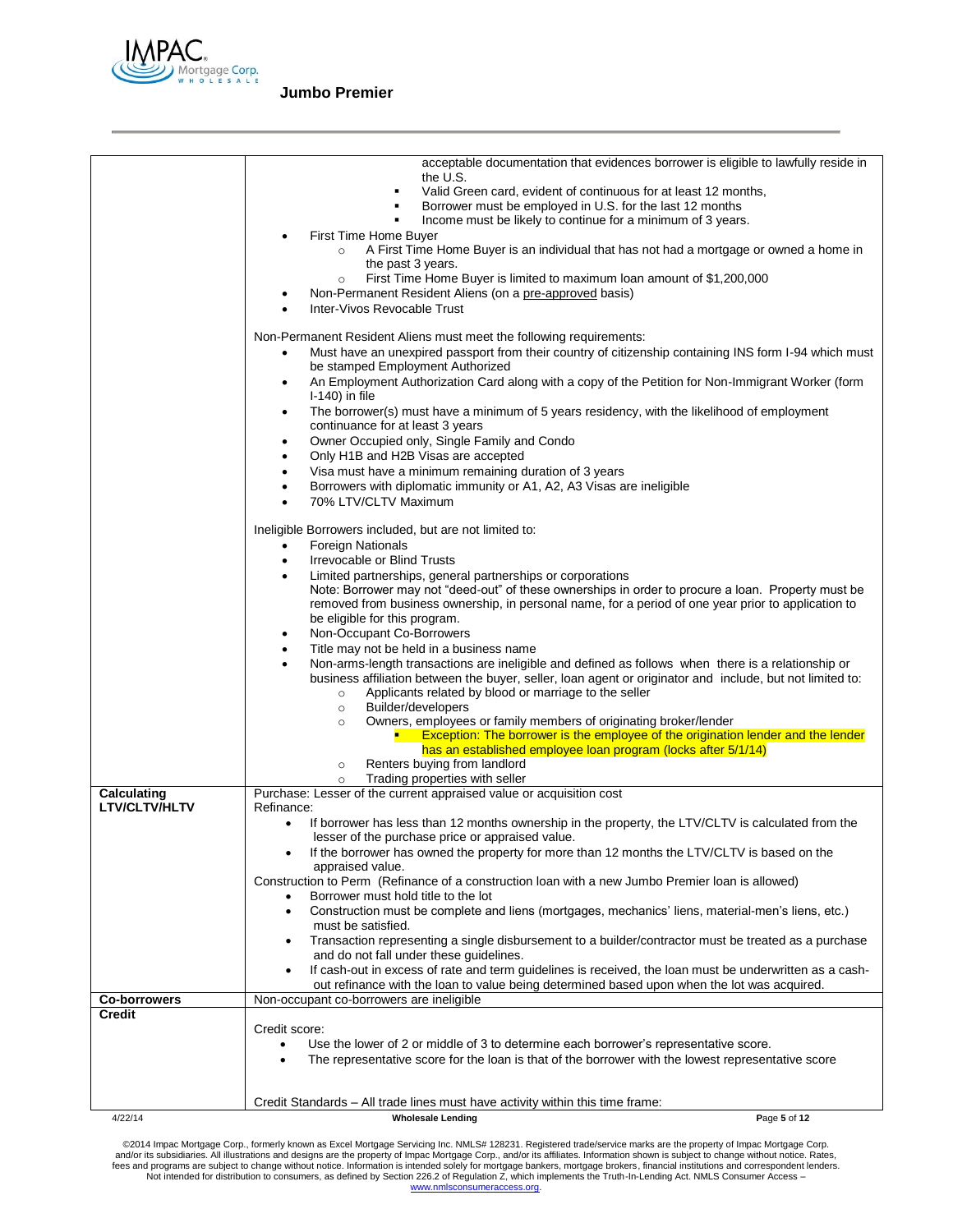**Jumbo Premier**

| | |
|---|---|
| | acceptable documentation that evidences borrower is eligible to lawfully reside in the U.S.<br>▪ Valid Green card, evident of continuous for at least 12 months,<br>▪ Borrower must be employed in U.S. for the last 12 months<br>▪ Income must be likely to continue for a minimum of 3 years.<br>• First Time Home Buyer<br>○ A First Time Home Buyer is an individual that has not had a mortgage or owned a home in the past 3 years.<br>○ First Time Home Buyer is limited to maximum loan amount of $1,200,000<br>• Non-Permanent Resident Aliens (on a pre-approved basis)<br>• Inter-Vivos Revocable Trust<br><br>Non-Permanent Resident Aliens must meet the following requirements:<br>• Must have an unexpired passport from their country of citizenship containing INS form I-94 which must be stamped Employment Authorized<br>• An Employment Authorization Card along with a copy of the Petition for Non-Immigrant Worker (form I-140) in file<br>• The borrower(s) must have a minimum of 5 years residency, with the likelihood of employment continuance for at least 3 years<br>• Owner Occupied only, Single Family and Condo<br>• Only H1B and H2B Visas are accepted<br>• Visa must have a minimum remaining duration of 3 years<br>• Borrowers with diplomatic immunity or A1, A2, A3 Visas are ineligible<br>• 70% LTV/CLTV Maximum<br><br>Ineligible Borrowers included, but are not limited to:<br>• Foreign Nationals<br>• Irrevocable or Blind Trusts<br>• Limited partnerships, general partnerships or corporations<br>Note: Borrower may not "deed-out" of these ownerships in order to procure a loan. Property must be removed from business ownership, in personal name, for a period of one year prior to application to be eligible for this program.<br>• Non-Occupant Co-Borrowers<br>• Title may not be held in a business name<br>• Non-arms-length transactions are ineligible and defined as follows when there is a relationship or business affiliation between the buyer, seller, loan agent or originator and include, but not limited to:<br>○ Applicants related by blood or marriage to the seller<br>○ Builder/developers<br>○ Owners, employees or family members of originating broker/lender<br>▪ Exception: The borrower is the employee of the origination lender and the lender has an established employee loan program (locks after 5/1/14)<br>○ Renters buying from landlord<br>○ Trading properties with seller |
| **Calculating LTV/CLTV/HLTV** | Purchase: Lesser of the current appraised value or acquisition cost<br>Refinance:<br>• If borrower has less than 12 months ownership in the property, the LTV/CLTV is calculated from the lesser of the purchase price or appraised value.<br>• If the borrower has owned the property for more than 12 months the LTV/CLTV is based on the appraised value.<br>Construction to Perm (Refinance of a construction loan with a new Jumbo Premier loan is allowed)<br>• Borrower must hold title to the lot<br>• Construction must be complete and liens (mortgages, mechanics' liens, material-men's liens, etc.) must be satisfied.<br>• Transaction representing a single disbursement to a builder/contractor must be treated as a purchase and do not fall under these guidelines.<br>• If cash-out in excess of rate and term guidelines is received, the loan must be underwritten as a cash-out refinance with the loan to value being determined based upon when the lot was acquired. |
| **Co-borrowers** | Non-occupant co-borrowers are ineligible |
| **Credit** | Credit score:<br>• Use the lower of 2 or middle of 3 to determine each borrower's representative score.<br>• The representative score for the loan is that of the borrower with the lowest representative score<br><br>Credit Standards – All trade lines must have activity within this time frame: |

4/22/14 Wholesale Lending

©2014 Impac Mortgage Corp., formerly known as Excel Mortgage Servicing Inc. NMLS# 128231. Registered trade/service marks are the property of Impac Mortgage Corp. and/or its subsidiaries. All illustrations and designs are the property of Impac Mortgage Corp., and/or its affiliates. Information shown is subject to change without notice. Rates, fees and programs are subject to change without notice. Information is intended solely for mortgage bankers, mortgage brokers, financial institutions and correspondent lenders. Not intended for distribution to consumers, as defined by Section 226.2 of Regulation Z, which implements the Truth-In-Lending Act. NMLS Consumer Access – www.nmlsconsumeraccess.org.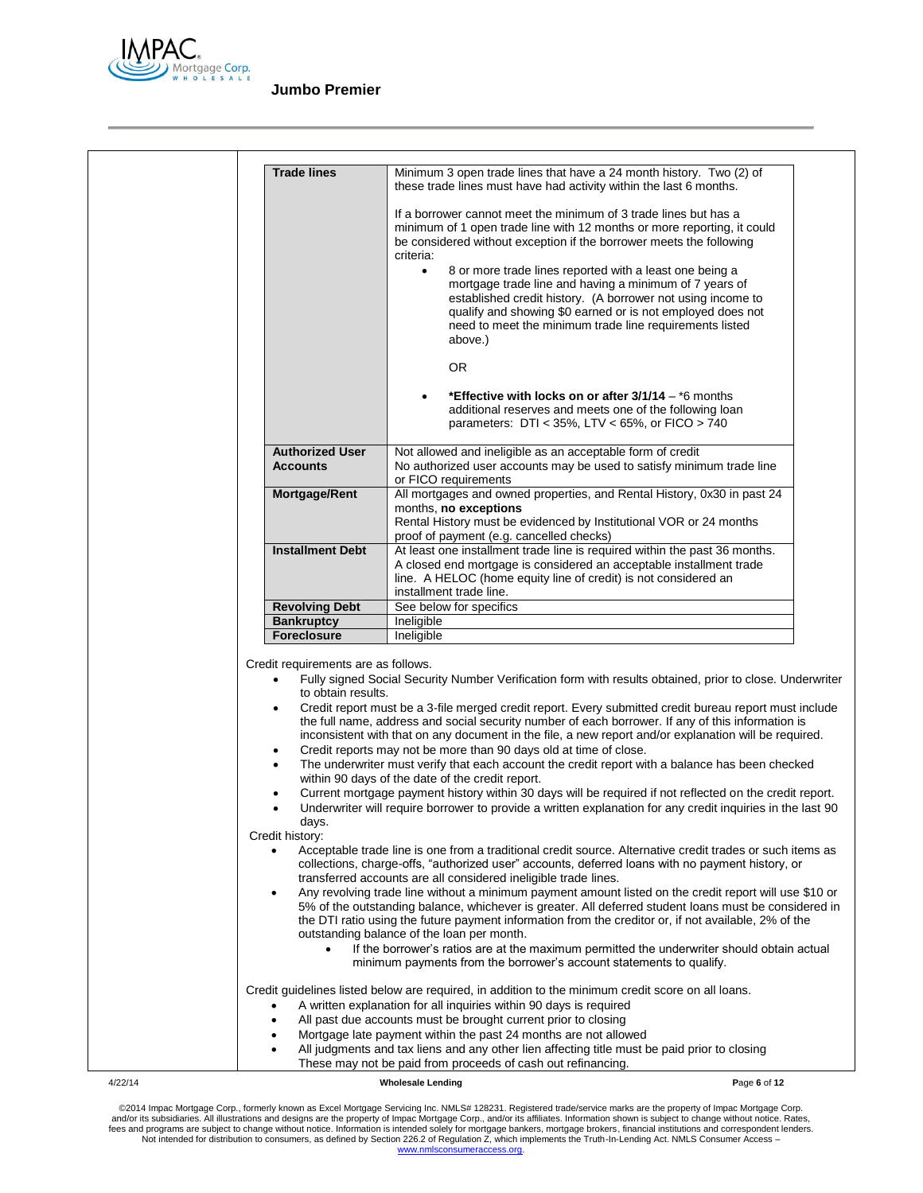| | |
|---|---|
| **Trade lines** | Minimum 3 open trade lines that have a 24 month history. Two (2) of these trade lines must have had activity within the last 6 months.<br><br>If a borrower cannot meet the minimum of 3 trade lines but has a minimum of 1 open trade line with 12 months or more reporting, it could be considered without exception if the borrower meets the following criteria:<br>• 8 or more trade lines reported with a least one being a mortgage trade line and having a minimum of 7 years of established credit history. (A borrower not using income to qualify and showing $0 earned or is not employed does not need to meet the minimum trade line requirements listed above.)<br><br>OR<br><br>• ***Effective with locks on or after 3/1/14** – *6 months additional reserves and meets one of the following loan parameters: DTI < 35%, LTV < 65%, or FICO > 740 |
| **Authorized User Accounts** | Not allowed and ineligible as an acceptable form of credit<br>No authorized user accounts may be used to satisfy minimum trade line or FICO requirements |
| **Mortgage/Rent** | All mortgages and owned properties, and Rental History, 0x30 in past 24 months, **no exceptions**<br>Rental History must be evidenced by Institutional VOR or 24 months proof of payment (e.g. cancelled checks) |
| **Installment Debt** | At least one installment trade line is required within the past 36 months. A closed end mortgage is considered an acceptable installment trade line. A HELOC (home equity line of credit) is not considered an installment trade line. |
| **Revolving Debt** | See below for specifics |
| **Bankruptcy** | Ineligible |
| **Foreclosure** | Ineligible |

Credit requirements are as follows.

- Fully signed Social Security Number Verification form with results obtained, prior to close. Underwriter to obtain results.
- Credit report must be a 3-file merged credit report. Every submitted credit bureau report must include the full name, address and social security number of each borrower. If any of this information is inconsistent with that on any document in the file, a new report and/or explanation will be required.
- Credit reports may not be more than 90 days old at time of close.
- The underwriter must verify that each account the credit report with a balance has been checked within 90 days of the date of the credit report.
- Current mortgage payment history within 30 days will be required if not reflected on the credit report.
- Underwriter will require borrower to provide a written explanation for any credit inquiries in the last 90 days.

Credit history:

- Acceptable trade line is one from a traditional credit source. Alternative credit trades or such items as collections, charge-offs, "authorized user" accounts, deferred loans with no payment history, or transferred accounts are all considered ineligible trade lines.
- Any revolving trade line without a minimum payment amount listed on the credit report will use $10 or 5% of the outstanding balance, whichever is greater. All deferred student loans must be considered in the DTI ratio using the future payment information from the creditor or, if not available, 2% of the outstanding balance of the loan per month.
  - If the borrower's ratios are at the maximum permitted the underwriter should obtain actual minimum payments from the borrower's account statements to qualify.

Credit guidelines listed below are required, in addition to the minimum credit score on all loans.

- A written explanation for all inquiries within 90 days is required
- All past due accounts must be brought current prior to closing
- Mortgage late payment within the past 24 months are not allowed
- All judgments and tax liens and any other lien affecting title must be paid prior to closing These may not be paid from proceeds of cash out refinancing.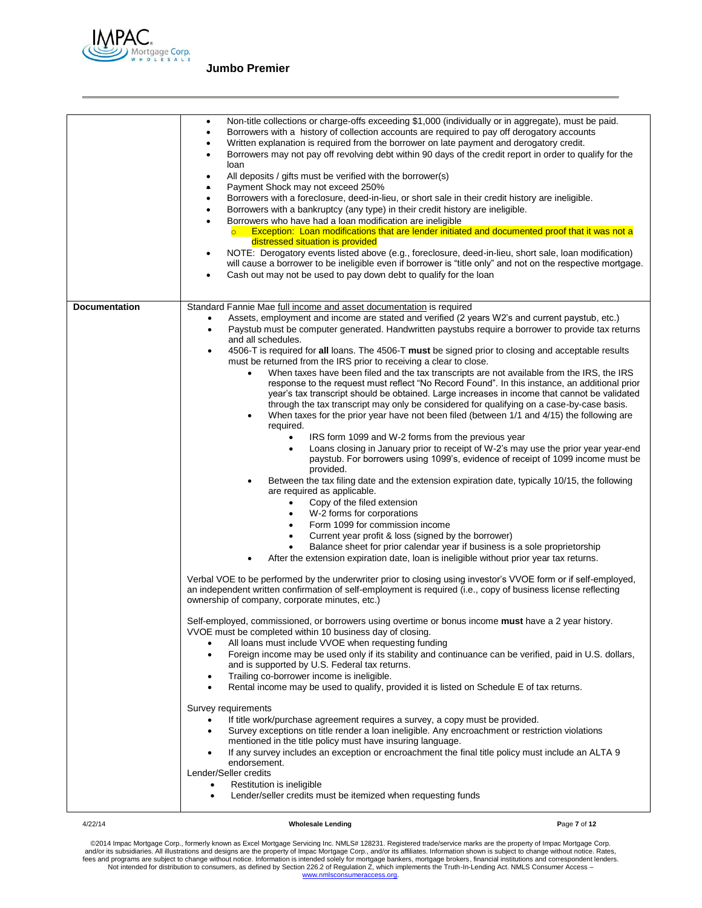| | |
|---|---|
| | • Non-title collections or charge-offs exceeding $1,000 (individually or in aggregate), must be paid.<br>• Borrowers with a history of collection accounts are required to pay off derogatory accounts<br>• Written explanation is required from the borrower on late payment and derogatory credit.<br>• Borrowers may not pay off revolving debt within 90 days of the credit report in order to qualify for the loan<br>• All deposits / gifts must be verified with the borrower(s)<br>• Payment Shock may not exceed 250%<br>• Borrowers with a foreclosure, deed-in-lieu, or short sale in their credit history are ineligible.<br>• Borrowers with a bankruptcy (any type) in their credit history are ineligible.<br>• Borrowers who have had a loan modification are ineligible<br>  ○ Exception: Loan modifications that are lender initiated and documented proof that it was not a distressed situation is provided<br>• NOTE: Derogatory events listed above (e.g., foreclosure, deed-in-lieu, short sale, loan modification) will cause a borrower to be ineligible even if borrower is "title only" and not on the respective mortgage.<br>• Cash out may not be used to pay down debt to qualify for the loan |
| **Documentation** | Standard Fannie Mae full income and asset documentation is required<br>• Assets, employment and income are stated and verified (2 years W2's and current paystub, etc.)<br>• Paystub must be computer generated. Handwritten paystubs require a borrower to provide tax returns and all schedules.<br>• 4506-T is required for **all** loans. The 4506-T **must** be signed prior to closing and acceptable results must be returned from the IRS prior to receiving a clear to close.<br>  • When taxes have been filed and the tax transcripts are not available from the IRS, the IRS response to the request must reflect "No Record Found". In this instance, an additional prior year's tax transcript should be obtained. Large increases in income that cannot be validated through the tax transcript may only be considered for qualifying on a case-by-case basis.<br>  • When taxes for the prior year have not been filed (between 1/1 and 4/15) the following are required.<br>    • IRS form 1099 and W-2 forms from the previous year<br>    • Loans closing in January prior to receipt of W-2's may use the prior year year-end paystub. For borrowers using 1099's, evidence of receipt of 1099 income must be provided.<br>  • Between the tax filing date and the extension expiration date, typically 10/15, the following are required as applicable.<br>    • Copy of the filed extension<br>    • W-2 forms for corporations<br>    • Form 1099 for commission income<br>    • Current year profit & loss (signed by the borrower)<br>    • Balance sheet for prior calendar year if business is a sole proprietorship<br>  • After the extension expiration date, loan is ineligible without prior year tax returns.<br><br>Verbal VOE to be performed by the underwriter prior to closing using investor's VVOE form or if self-employed, an independent written confirmation of self-employment is required (i.e., copy of business license reflecting ownership of company, corporate minutes, etc.)<br><br>Self-employed, commissioned, or borrowers using overtime or bonus income **must** have a 2 year history.<br>VVOE must be completed within 10 business day of closing.<br>• All loans must include VVOE when requesting funding<br>• Foreign income may be used only if its stability and continuance can be verified, paid in U.S. dollars, and is supported by U.S. Federal tax returns.<br>• Trailing co-borrower income is ineligible.<br>• Rental income may be used to qualify, provided it is listed on Schedule E of tax returns.<br><br>Survey requirements<br>• If title work/purchase agreement requires a survey, a copy must be provided.<br>• Survey exceptions on title render a loan ineligible. Any encroachment or restriction violations mentioned in the title policy must have insuring language.<br>• If any survey includes an exception or encroachment the final title policy must include an ALTA 9 endorsement.<br>Lender/Seller credits<br>• Restitution is ineligible<br>• Lender/seller credits must be itemized when requesting funds |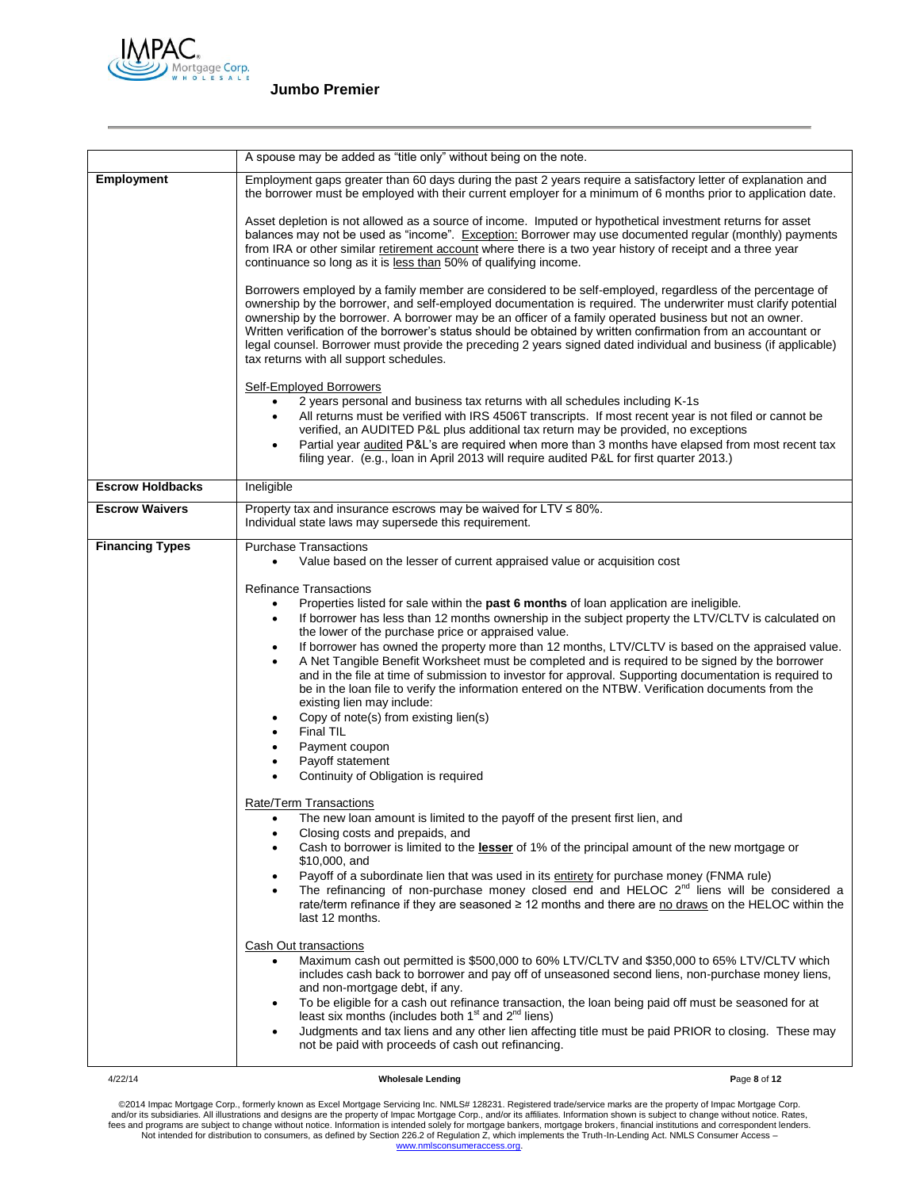| | |
|---|---|
| | A spouse may be added as "title only" without being on the note. |
| **Employment** | Employment gaps greater than 60 days during the past 2 years require a satisfactory letter of explanation and the borrower must be employed with their current employer for a minimum of 6 months prior to application date.<br><br>Asset depletion is not allowed as a source of income. Imputed or hypothetical investment returns for asset balances may not be used as "income". Exception: Borrower may use documented regular (monthly) payments from IRA or other similar retirement account where there is a two year history of receipt and a three year continuance so long as it is less than 50% of qualifying income.<br><br>Borrowers employed by a family member are considered to be self-employed, regardless of the percentage of ownership by the borrower, and self-employed documentation is required. The underwriter must clarify potential ownership by the borrower. A borrower may be an officer of a family operated business but not an owner. Written verification of the borrower's status should be obtained by written confirmation from an accountant or legal counsel. Borrower must provide the preceding 2 years signed dated individual and business (if applicable) tax returns with all support schedules.<br><br>Self-Employed Borrowers<br>• 2 years personal and business tax returns with all schedules including K-1s<br>• All returns must be verified with IRS 4506T transcripts. If most recent year is not filed or cannot be verified, an AUDITED P&L plus additional tax return may be provided, no exceptions<br>• Partial year audited P&L's are required when more than 3 months have elapsed from most recent tax filing year. (e.g., loan in April 2013 will require audited P&L for first quarter 2013.) |
| **Escrow Holdbacks** | Ineligible |
| **Escrow Waivers** | Property tax and insurance escrows may be waived for LTV ≤ 80%.<br>Individual state laws may supersede this requirement. |
| **Financing Types** | Purchase Transactions<br>• Value based on the lesser of current appraised value or acquisition cost<br><br>Refinance Transactions<br>• Properties listed for sale within the **past 6 months** of loan application are ineligible.<br>• If borrower has less than 12 months ownership in the subject property the LTV/CLTV is calculated on the lower of the purchase price or appraised value.<br>• If borrower has owned the property more than 12 months, LTV/CLTV is based on the appraised value.<br>• A Net Tangible Benefit Worksheet must be completed and is required to be signed by the borrower and in the file at time of submission to investor for approval. Supporting documentation is required to be in the loan file to verify the information entered on the NTBW. Verification documents from the existing lien may include:<br>• Copy of note(s) from existing lien(s)<br>• Final TIL<br>• Payment coupon<br>• Payoff statement<br>• Continuity of Obligation is required<br><br>Rate/Term Transactions<br>• The new loan amount is limited to the payoff of the present first lien, and<br>• Closing costs and prepaids, and<br>• Cash to borrower is limited to the **lesser** of 1% of the principal amount of the new mortgage or $10,000, and<br>• Payoff of a subordinate lien that was used in its entirety for purchase money (FNMA rule)<br>• The refinancing of non-purchase money closed end and HELOC 2nd liens will be considered a rate/term refinance if they are seasoned ≥ 12 months and there are no draws on the HELOC within the last 12 months.<br><br>Cash Out transactions<br>• Maximum cash out permitted is $500,000 to 60% LTV/CLTV and $350,000 to 65% LTV/CLTV which includes cash back to borrower and pay off of unseasoned second liens, non-purchase money liens, and non-mortgage debt, if any.<br>• To be eligible for a cash out refinance transaction, the loan being paid off must be seasoned for at least six months (includes both 1st and 2nd liens)<br>• Judgments and tax liens and any other lien affecting title must be paid PRIOR to closing. These may not be paid with proceeds of cash out refinancing. |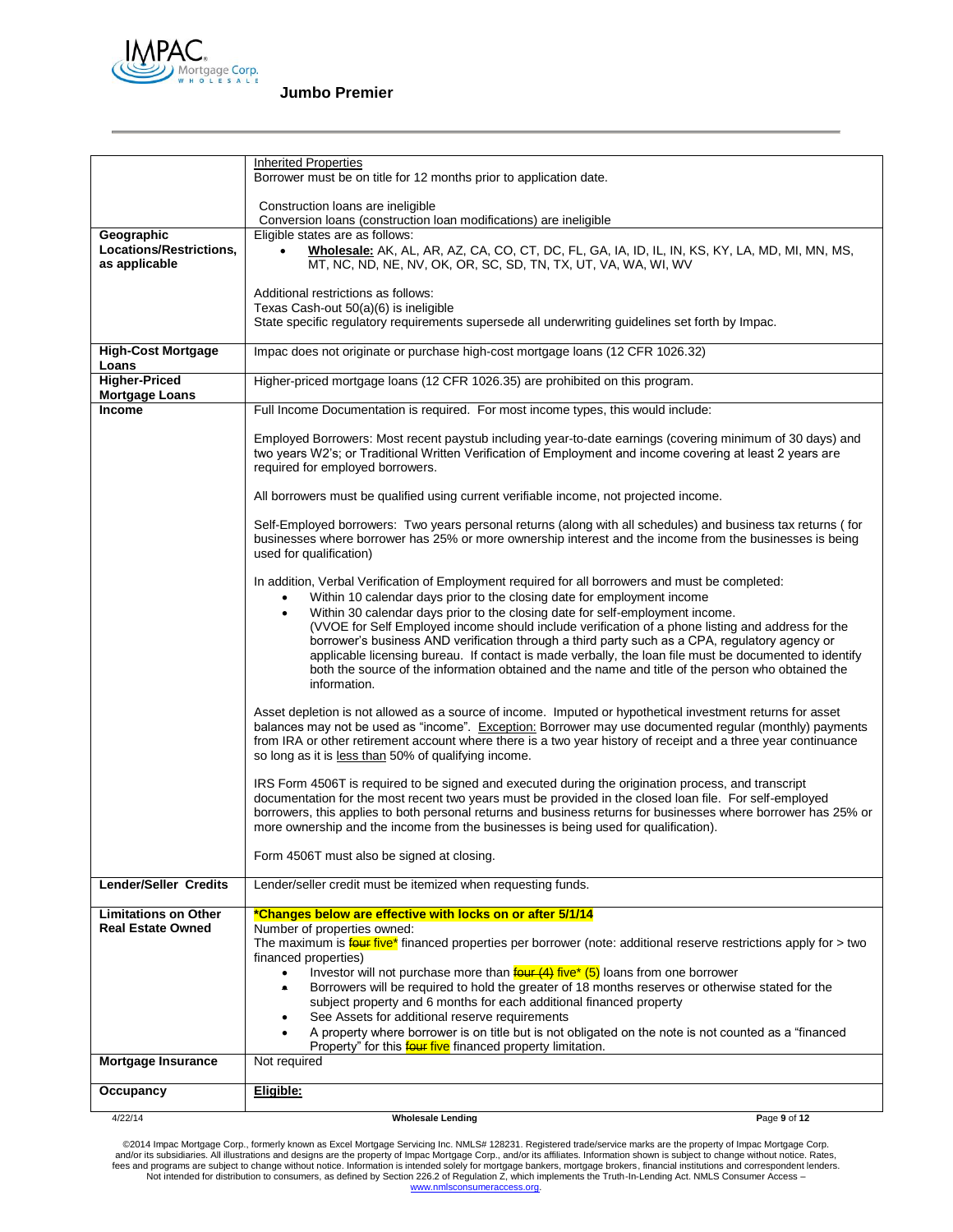| | |
|---|---|
| | Inherited Properties<br>Borrower must be on title for 12 months prior to application date.<br><br>Construction loans are ineligible<br>Conversion loans (construction loan modifications) are ineligible |
| **Geographic Locations/Restrictions, as applicable** | Eligible states are as follows:<br>• **Wholesale:** AK, AL, AR, AZ, CA, CO, CT, DC, FL, GA, IA, ID, IL, IN, KS, KY, LA, MD, MI, MN, MS, MT, NC, ND, NE, NV, OK, OR, SC, SD, TN, TX, UT, VA, WA, WI, WV<br><br>Additional restrictions as follows:<br>Texas Cash-out 50(a)(6) is ineligible<br>State specific regulatory requirements supersede all underwriting guidelines set forth by Impac. |
| **High-Cost Mortgage Loans** | Impac does not originate or purchase high-cost mortgage loans (12 CFR 1026.32) |
| **Higher-Priced Mortgage Loans** | Higher-priced mortgage loans (12 CFR 1026.35) are prohibited on this program. |
| **Income** | Full Income Documentation is required. For most income types, this would include:<br><br>Employed Borrowers: Most recent paystub including year-to-date earnings (covering minimum of 30 days) and two years W2's; or Traditional Written Verification of Employment and income covering at least 2 years are required for employed borrowers.<br><br>All borrowers must be qualified using current verifiable income, not projected income.<br><br>Self-Employed borrowers: Two years personal returns (along with all schedules) and business tax returns ( for businesses where borrower has 25% or more ownership interest and the income from the businesses is being used for qualification)<br><br>In addition, Verbal Verification of Employment required for all borrowers and must be completed:<br>• Within 10 calendar days prior to the closing date for employment income<br>• Within 30 calendar days prior to the closing date for self-employment income. (VVOE for Self Employed income should include verification of a phone listing and address for the borrower's business AND verification through a third party such as a CPA, regulatory agency or applicable licensing bureau. If contact is made verbally, the loan file must be documented to identify both the source of the information obtained and the name and title of the person who obtained the information.<br><br>Asset depletion is not allowed as a source of income. Imputed or hypothetical investment returns for asset balances may not be used as "income". Exception: Borrower may use documented regular (monthly) payments from IRA or other retirement account where there is a two year history of receipt and a three year continuance so long as it is less than 50% of qualifying income.<br><br>IRS Form 4506T is required to be signed and executed during the origination process, and transcript documentation for the most recent two years must be provided in the closed loan file. For self-employed borrowers, this applies to both personal returns and business returns for businesses where borrower has 25% or more ownership and the income from the businesses is being used for qualification).<br><br>Form 4506T must also be signed at closing. |
| **Lender/Seller Credits** | Lender/seller credit must be itemized when requesting funds. |
| **Limitations on Other Real Estate Owned** | **\*Changes below are effective with locks on or after 5/1/14**<br>Number of properties owned:<br>The maximum is ~~four~~ five\* financed properties per borrower (note: additional reserve restrictions apply for > two financed properties)<br>• Investor will not purchase more than ~~four (4)~~ five\* (5) loans from one borrower<br>• Borrowers will be required to hold the greater of 18 months reserves or otherwise stated for the subject property and 6 months for each additional financed property<br>• See Assets for additional reserve requirements<br>• A property where borrower is on title but is not obligated on the note is not counted as a "financed Property" for this ~~four~~ five financed property limitation. |
| **Mortgage Insurance** | Not required |
| **Occupancy** | **Eligible:** |

©2014 Impac Mortgage Corp., formerly known as Excel Mortgage Servicing Inc. NMLS# 128231. Registered trade/service marks are the property of Impac Mortgage Corp. and/or its subsidiaries. All illustrations and designs are the property of Impac Mortgage Corp., and/or its affiliates. Information shown is subject to change without notice. Rates, fees and programs are subject to change without notice. Information is intended solely for mortgage bankers, mortgage brokers, financial institutions and correspondent lenders. Not intended for distribution to consumers, as defined by Section 226.2 of Regulation Z, which implements the Truth-In-Lending Act. NMLS Consumer Access – www.nmlsconsumeraccess.org.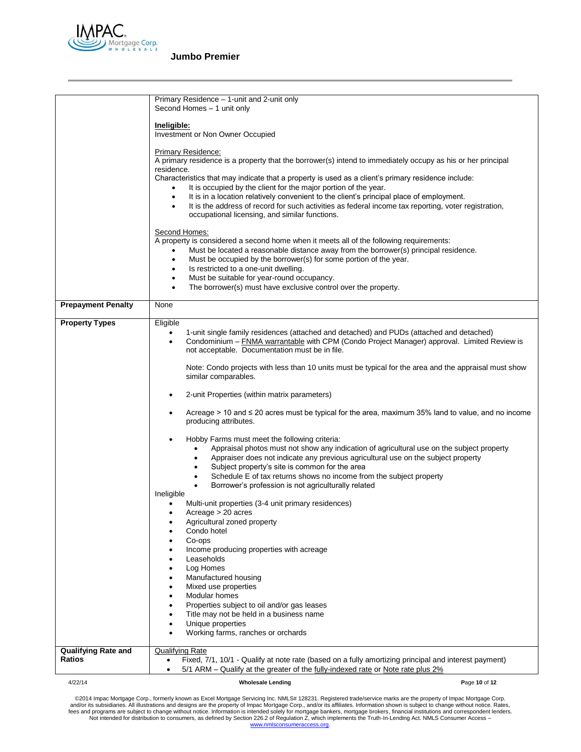| | |
|---|---|
| | Primary Residence – 1-unit and 2-unit only<br>Second Homes – 1 unit only<br><br>**Ineligible:**<br>Investment or Non Owner Occupied<br><br>Primary Residence:<br>A primary residence is a property that the borrower(s) intend to immediately occupy as his or her principal residence.<br>Characteristics that may indicate that a property is used as a client's primary residence include:<br>• It is occupied by the client for the major portion of the year.<br>• It is in a location relatively convenient to the client's principal place of employment.<br>• It is the address of record for such activities as federal income tax reporting, voter registration, occupational licensing, and similar functions.<br><br>Second Homes:<br>A property is considered a second home when it meets all of the following requirements:<br>• Must be located a reasonable distance away from the borrower(s) principal residence.<br>• Must be occupied by the borrower(s) for some portion of the year.<br>• Is restricted to a one-unit dwelling.<br>• Must be suitable for year-round occupancy.<br>• The borrower(s) must have exclusive control over the property. |
| **Prepayment Penalty** | None |
| **Property Types** | Eligible<br>• 1-unit single family residences (attached and detached) and PUDs (attached and detached)<br>• Condominium – FNMA warrantable with CPM (Condo Project Manager) approval. Limited Review is not acceptable. Documentation must be in file.<br><br>Note: Condo projects with less than 10 units must be typical for the area and the appraisal must show similar comparables.<br><br>• 2-unit Properties (within matrix parameters)<br><br>• Acreage > 10 and ≤ 20 acres must be typical for the area, maximum 35% land to value, and no income producing attributes.<br><br>• Hobby Farms must meet the following criteria:<br>  • Appraisal photos must not show any indication of agricultural use on the subject property<br>  • Appraiser does not indicate any previous agricultural use on the subject property<br>  • Subject property's site is common for the area<br>  • Schedule E of tax returns shows no income from the subject property<br>  • Borrower's profession is not agriculturally related<br>Ineligible<br>• Multi-unit properties (3-4 unit primary residences)<br>• Acreage > 20 acres<br>• Agricultural zoned property<br>• Condo hotel<br>• Co-ops<br>• Income producing properties with acreage<br>• Leaseholds<br>• Log Homes<br>• Manufactured housing<br>• Mixed use properties<br>• Modular homes<br>• Properties subject to oil and/or gas leases<br>• Title may not be held in a business name<br>• Unique properties<br>• Working farms, ranches or orchards |
| **Qualifying Rate and Ratios** | Qualifying Rate<br>• Fixed, 7/1, 10/1 - Qualify at note rate (based on a fully amortizing principal and interest payment)<br>• 5/1 ARM – Qualify at the greater of the fully-indexed rate or Note rate plus 2% |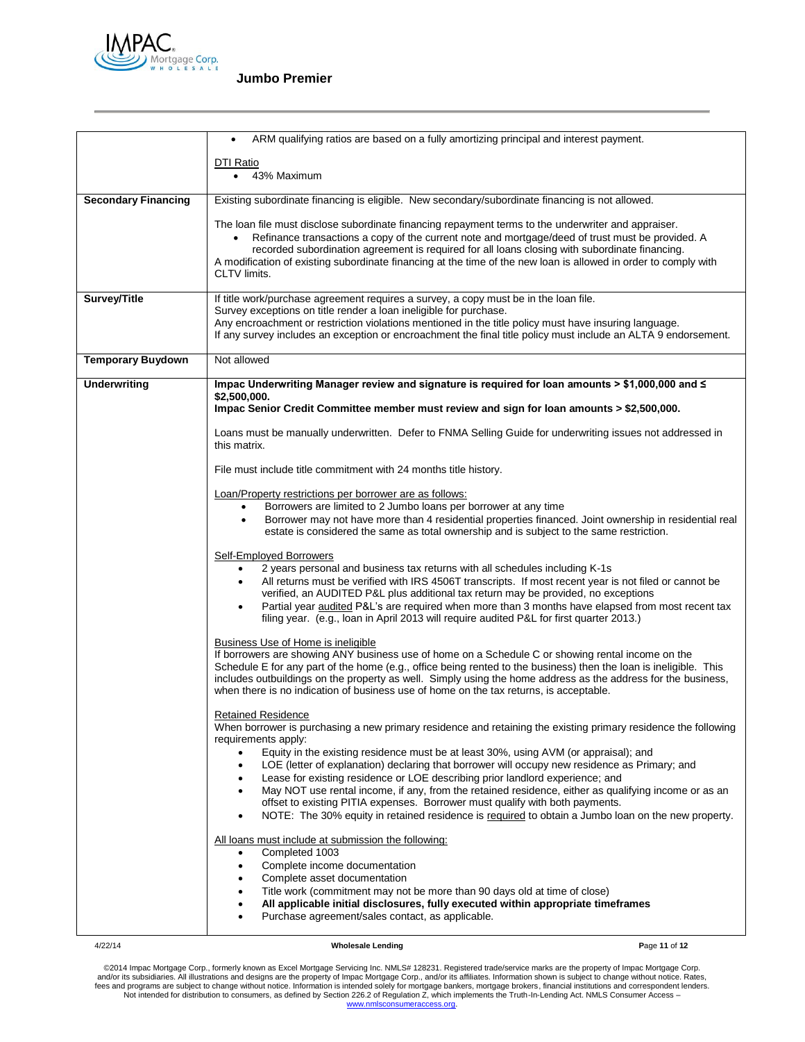| | |
|---|---|
| | • ARM qualifying ratios are based on a fully amortizing principal and interest payment.<br><br>DTI Ratio<br>• 43% Maximum |
| **Secondary Financing** | Existing subordinate financing is eligible. New secondary/subordinate financing is not allowed.<br><br>The loan file must disclose subordinate financing repayment terms to the underwriter and appraiser.<br>• Refinance transactions a copy of the current note and mortgage/deed of trust must be provided. A recorded subordination agreement is required for all loans closing with subordinate financing.<br>A modification of existing subordinate financing at the time of the new loan is allowed in order to comply with CLTV limits. |
| **Survey/Title** | If title work/purchase agreement requires a survey, a copy must be in the loan file.<br>Survey exceptions on title render a loan ineligible for purchase.<br>Any encroachment or restriction violations mentioned in the title policy must have insuring language.<br>If any survey includes an exception or encroachment the final title policy must include an ALTA 9 endorsement. |
| **Temporary Buydown** | Not allowed |
| **Underwriting** | **Impac Underwriting Manager review and signature is required for loan amounts > $1,000,000 and ≤ $2,500,000.**<br>**Impac Senior Credit Committee member must review and sign for loan amounts > $2,500,000.**<br><br>Loans must be manually underwritten. Defer to FNMA Selling Guide for underwriting issues not addressed in this matrix.<br><br>File must include title commitment with 24 months title history.<br><br>Loan/Property restrictions per borrower are as follows:<br>• Borrowers are limited to 2 Jumbo loans per borrower at any time<br>• Borrower may not have more than 4 residential properties financed. Joint ownership in residential real estate is considered the same as total ownership and is subject to the same restriction.<br><br>Self-Employed Borrowers<br>• 2 years personal and business tax returns with all schedules including K-1s<br>• All returns must be verified with IRS 4506T transcripts. If most recent year is not filed or cannot be verified, an AUDITED P&L plus additional tax return may be provided, no exceptions<br>• Partial year audited P&L's are required when more than 3 months have elapsed from most recent tax filing year. (e.g., loan in April 2013 will require audited P&L for first quarter 2013.)<br><br>Business Use of Home is ineligible<br>If borrowers are showing ANY business use of home on a Schedule C or showing rental income on the Schedule E for any part of the home (e.g., office being rented to the business) then the loan is ineligible. This includes outbuildings on the property as well. Simply using the home address as the address for the business, when there is no indication of business use of home on the tax returns, is acceptable.<br><br>Retained Residence<br>When borrower is purchasing a new primary residence and retaining the existing primary residence the following requirements apply:<br>• Equity in the existing residence must be at least 30%, using AVM (or appraisal); and<br>• LOE (letter of explanation) declaring that borrower will occupy new residence as Primary; and<br>• Lease for existing residence or LOE describing prior landlord experience; and<br>• May NOT use rental income, if any, from the retained residence, either as qualifying income or as an offset to existing PITIA expenses. Borrower must qualify with both payments.<br>• NOTE: The 30% equity in retained residence is required to obtain a Jumbo loan on the new property.<br><br>All loans must include at submission the following:<br>• Completed 1003<br>• Complete income documentation<br>• Complete asset documentation<br>• Title work (commitment may not be more than 90 days old at time of close)<br>• **All applicable initial disclosures, fully executed within appropriate timeframes**<br>• Purchase agreement/sales contact, as applicable. |

©2014 Impac Mortgage Corp., formerly known as Excel Mortgage Servicing Inc. NMLS# 128231. Registered trade/service marks are the property of Impac Mortgage Corp. and/or its subsidiaries. All illustrations and designs are the property of Impac Mortgage Corp., and/or its affiliates. Information shown is subject to change without notice. Rates, fees and programs are subject to change without notice. Information is intended solely for mortgage bankers, mortgage brokers, financial institutions and correspondent lenders. Not intended for distribution to consumers, as defined by Section 226.2 of Regulation Z, which implements the Truth-In-Lending Act. NMLS Consumer Access – www.nmlsconsumeraccess.org.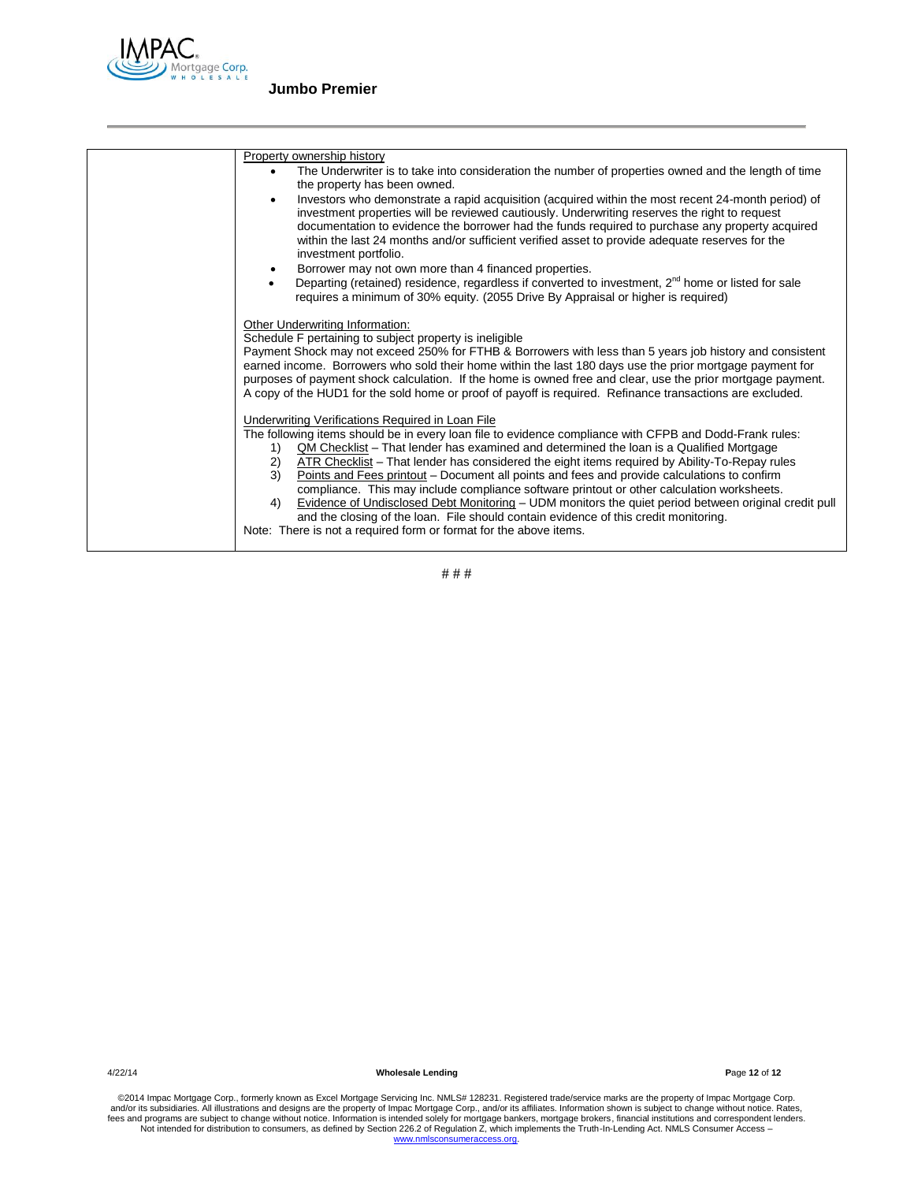| | |
|---|---|
| | Property ownership history<br>• The Underwriter is to take into consideration the number of properties owned and the length of time the property has been owned.<br>• Investors who demonstrate a rapid acquisition (acquired within the most recent 24-month period) of investment properties will be reviewed cautiously. Underwriting reserves the right to request documentation to evidence the borrower had the funds required to purchase any property acquired within the last 24 months and/or sufficient verified asset to provide adequate reserves for the investment portfolio.<br>• Borrower may not own more than 4 financed properties.<br>• Departing (retained) residence, regardless if converted to investment, 2nd home or listed for sale requires a minimum of 30% equity. (2055 Drive By Appraisal or higher is required)<br><br>Other Underwriting Information:<br>Schedule F pertaining to subject property is ineligible<br>Payment Shock may not exceed 250% for FTHB & Borrowers with less than 5 years job history and consistent earned income. Borrowers who sold their home within the last 180 days use the prior mortgage payment for purposes of payment shock calculation. If the home is owned free and clear, use the prior mortgage payment. A copy of the HUD1 for the sold home or proof of payoff is required. Refinance transactions are excluded.<br><br>Underwriting Verifications Required in Loan File<br>The following items should be in every loan file to evidence compliance with CFPB and Dodd-Frank rules:<br>1) QM Checklist – That lender has examined and determined the loan is a Qualified Mortgage<br>2) ATR Checklist – That lender has considered the eight items required by Ability-To-Repay rules<br>3) Points and Fees printout – Document all points and fees and provide calculations to confirm compliance. This may include compliance software printout or other calculation worksheets.<br>4) Evidence of Undisclosed Debt Monitoring – UDM monitors the quiet period between original credit pull and the closing of the loan. File should contain evidence of this credit monitoring.<br>Note: There is not a required form or format for the above items. |

# # #

©2014 Impac Mortgage Corp., formerly known as Excel Mortgage Servicing Inc. NMLS# 128231. Registered trade/service marks are the property of Impac Mortgage Corp. and/or its subsidiaries. All illustrations and designs are the property of Impac Mortgage Corp., and/or its affiliates. Information shown is subject to change without notice. Rates, fees and programs are subject to change without notice. Information is intended solely for mortgage bankers, mortgage brokers, financial institutions and correspondent lenders. Not intended for distribution to consumers, as defined by Section 226.2 of Regulation Z, which implements the Truth-In-Lending Act. NMLS Consumer Access – www.nmlsconsumeraccess.org.